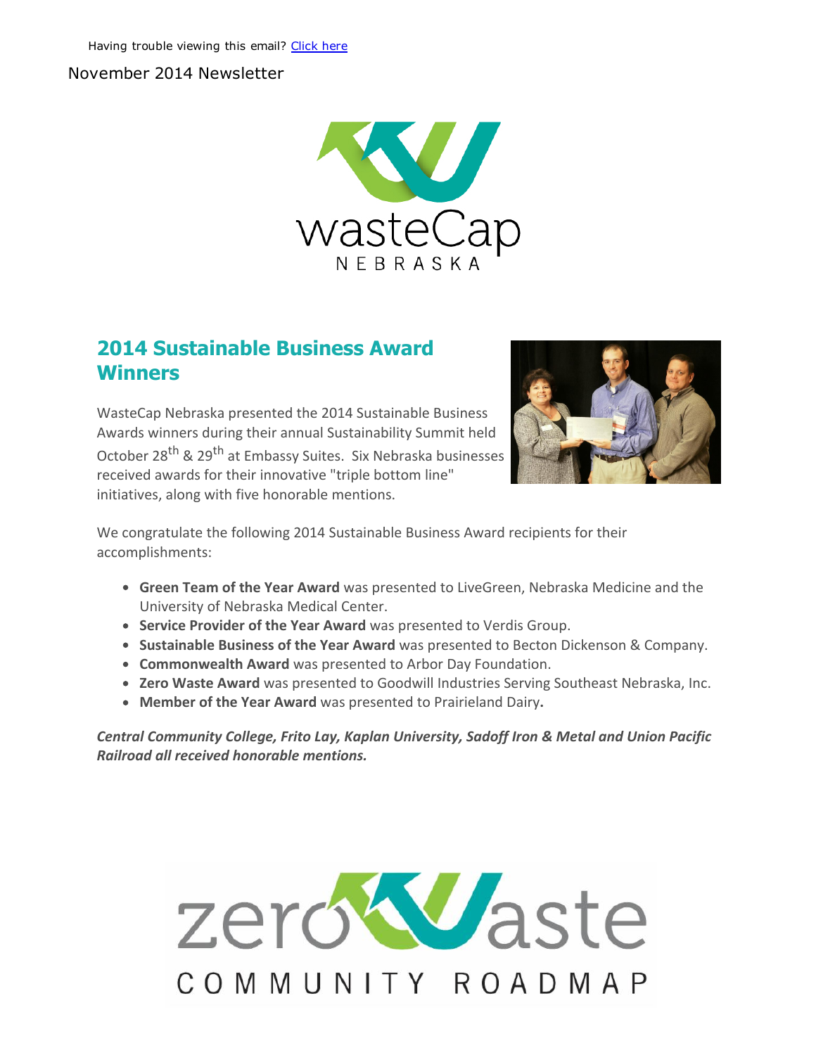Having trouble viewing this email? [Click here]

November 2014 Newsletter

## 2014 Sustainable Business Award Winners

WasteCap Nebraska presented the 2014 Sustainable Business Awards winners during their annual Sustainability Summit held October 28th & 29th at Embassy Suites. Six Nebraska businesses received awards for their innovative "triple bottom line" initiatives, along with five honorable mentions.

We congratulate the following 2014 Sustainable Business Award recipients for their accomplishments:

- **Green Team of the Year Award** was presented to LiveGreen, Nebraska Medicine and the University of Nebraska Medical Center.
- **Service Provider of the Year Award** was presented to Verdis Group.
- **Sustainable Business of the Year Award** was presented to Becton Dickenson & Company.
- **Commonwealth Award** was presented to Arbor Day Foundation.
- **Zero Waste Award** was presented to Goodwill Industries Serving Southeast Nebraska, Inc.
- **Member of the Year Award** was presented to Prairieland Dairy**.**

***Central Community College, Frito Lay, Kaplan University, Sadoff Iron & Metal and Union Pacific Railroad all received honorable mentions.***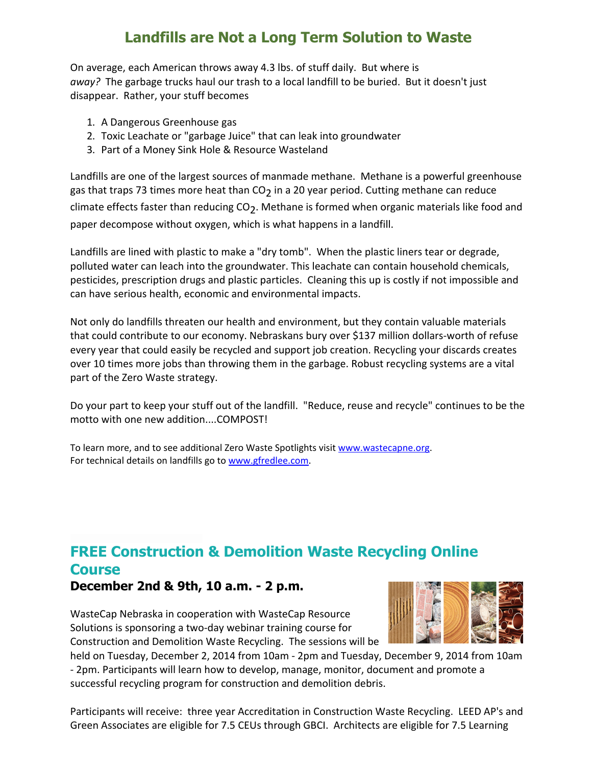## Landfills are Not a Long Term Solution to Waste

On average, each American throws away 4.3 lbs. of stuff daily. But where is *away?* The garbage trucks haul our trash to a local landfill to be buried. But it doesn't just disappear. Rather, your stuff becomes

1. A Dangerous Greenhouse gas
2. Toxic Leachate or "garbage Juice" that can leak into groundwater
3. Part of a Money Sink Hole & Resource Wasteland

Landfills are one of the largest sources of manmade methane. Methane is a powerful greenhouse gas that traps 73 times more heat than $CO_2$ in a 20 year period. Cutting methane can reduce climate effects faster than reducing $CO_2$. Methane is formed when organic materials like food and paper decompose without oxygen, which is what happens in a landfill.

Landfills are lined with plastic to make a "dry tomb". When the plastic liners tear or degrade, polluted water can leach into the groundwater. This leachate can contain household chemicals, pesticides, prescription drugs and plastic particles. Cleaning this up is costly if not impossible and can have serious health, economic and environmental impacts.

Not only do landfills threaten our health and environment, but they contain valuable materials that could contribute to our economy. Nebraskans bury over $137 million dollars-worth of refuse every year that could easily be recycled and support job creation. Recycling your discards creates over 10 times more jobs than throwing them in the garbage. Robust recycling systems are a vital part of the Zero Waste strategy.

Do your part to keep your stuff out of the landfill. "Reduce, reuse and recycle" continues to be the motto with one new addition....COMPOST!

To learn more, and to see additional Zero Waste Spotlights visit [www.wastecapne.org](http://www.wastecapne.org).
For technical details on landfills go to [www.gfredlee.com](http://www.gfredlee.com).

## FREE Construction & Demolition Waste Recycling Online Course

### December 2nd & 9th, 10 a.m. - 2 p.m.

WasteCap Nebraska in cooperation with WasteCap Resource Solutions is sponsoring a two-day webinar training course for Construction and Demolition Waste Recycling. The sessions will be held on Tuesday, December 2, 2014 from 10am - 2pm and Tuesday, December 9, 2014 from 10am - 2pm. Participants will learn how to develop, manage, monitor, document and promote a successful recycling program for construction and demolition debris.

Participants will receive: three year Accreditation in Construction Waste Recycling. LEED AP's and Green Associates are eligible for 7.5 CEUs through GBCI. Architects are eligible for 7.5 Learning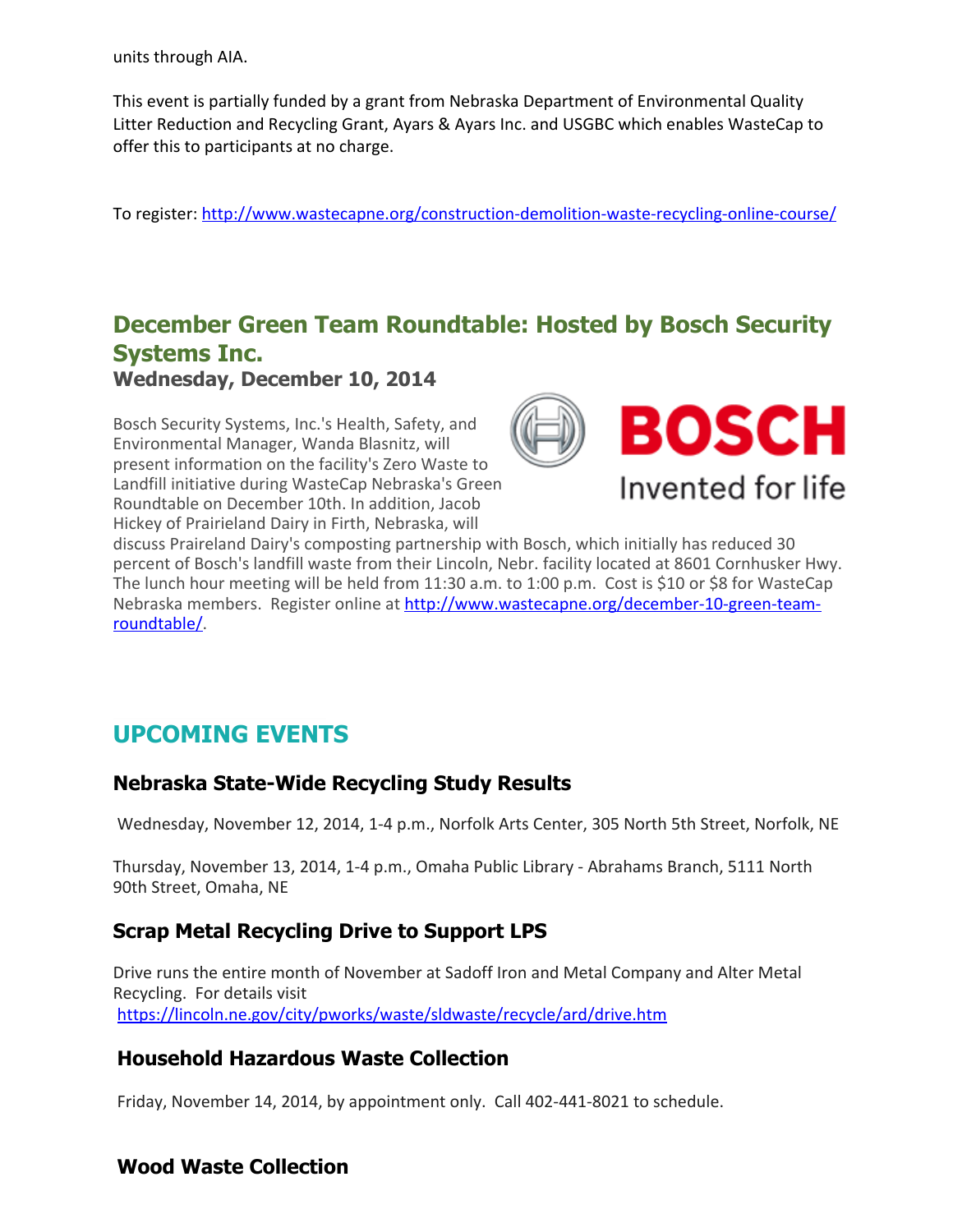units through AIA.

This event is partially funded by a grant from Nebraska Department of Environmental Quality Litter Reduction and Recycling Grant, Ayars & Ayars Inc. and USGBC which enables WasteCap to offer this to participants at no charge.

To register: [http://www.wastecapne.org/construction-demolition-waste-recycling-online-course/](http://www.wastecapne.org/construction-demolition-waste-recycling-online-course/)

## December Green Team Roundtable: Hosted by Bosch Security Systems Inc.

### Wednesday, December 10, 2014

Bosch Security Systems, Inc.'s Health, Safety, and Environmental Manager, Wanda Blasnitz, will present information on the facility's Zero Waste to Landfill initiative during WasteCap Nebraska's Green Roundtable on December 10th. In addition, Jacob Hickey of Prairieland Dairy in Firth, Nebraska, will discuss Praireland Dairy's composting partnership with Bosch, which initially has reduced 30 percent of Bosch's landfill waste from their Lincoln, Nebr. facility located at 8601 Cornhusker Hwy. The lunch hour meeting will be held from 11:30 a.m. to 1:00 p.m. Cost is $10 or $8 for WasteCap Nebraska members. Register online at [http://www.wastecapne.org/december-10-green-team-roundtable/](http://www.wastecapne.org/december-10-green-team-roundtable/).

## UPCOMING EVENTS

### Nebraska State-Wide Recycling Study Results

Wednesday, November 12, 2014, 1-4 p.m., Norfolk Arts Center, 305 North 5th Street, Norfolk, NE

Thursday, November 13, 2014, 1-4 p.m., Omaha Public Library - Abrahams Branch, 5111 North 90th Street, Omaha, NE

### Scrap Metal Recycling Drive to Support LPS

Drive runs the entire month of November at Sadoff Iron and Metal Company and Alter Metal Recycling. For details visit [https://lincoln.ne.gov/city/pworks/waste/sldwaste/recycle/ard/drive.htm](https://lincoln.ne.gov/city/pworks/waste/sldwaste/recycle/ard/drive.htm)

### Household Hazardous Waste Collection

Friday, November 14, 2014, by appointment only. Call 402-441-8021 to schedule.

### Wood Waste Collection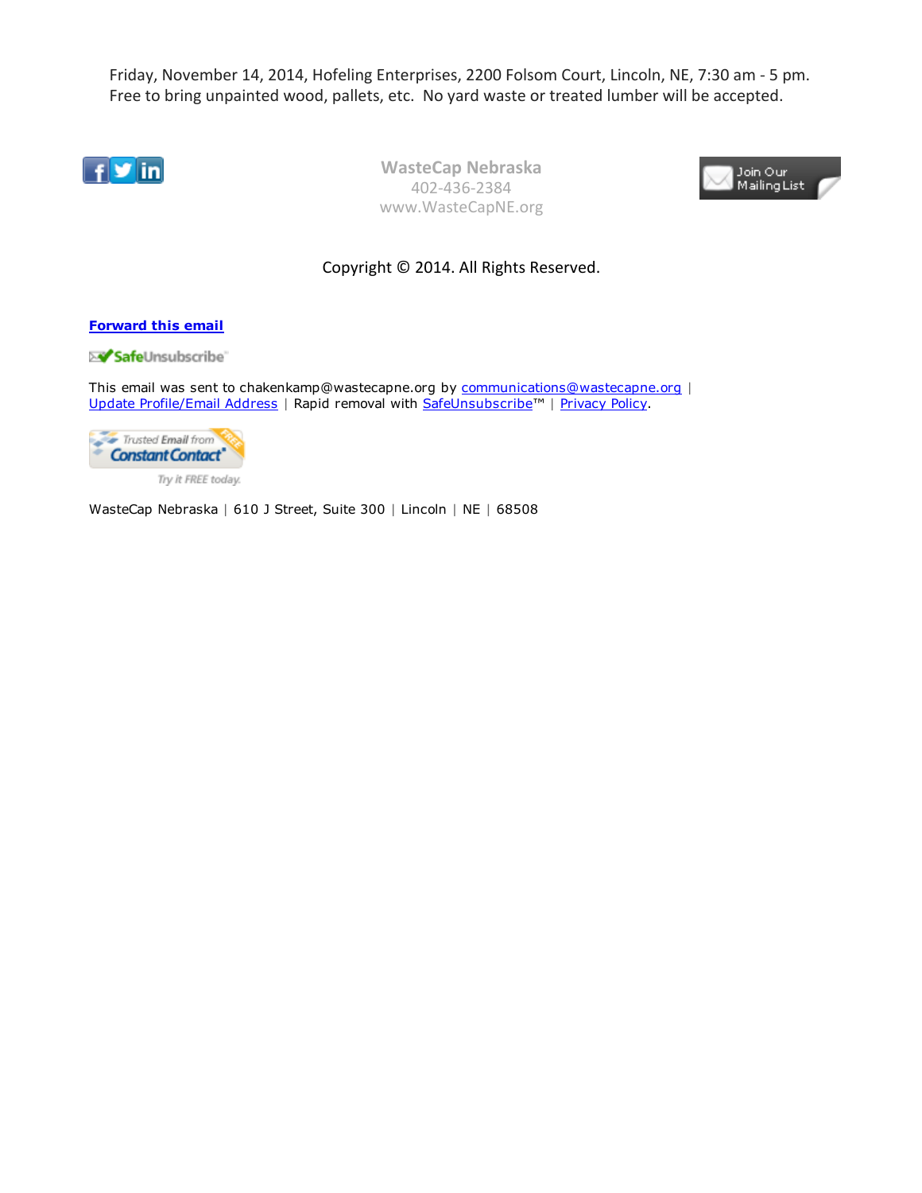Friday, November 14, 2014, Hofeling Enterprises, 2200 Folsom Court, Lincoln, NE, 7:30 am - 5 pm. Free to bring unpainted wood, pallets, etc. No yard waste or treated lumber will be accepted.

**WasteCap Nebraska**
402-436-2384
www.WasteCapNE.org

Join Our Mailing List

Copyright © 2014. All Rights Reserved.

**Forward this email**

SafeUnsubscribe

This email was sent to chakenkamp@wastecapne.org by communications@wastecapne.org | Update Profile/Email Address | Rapid removal with SafeUnsubscribe™ | Privacy Policy.

Trusted Email from Constant Contact
Try it FREE today.

WasteCap Nebraska | 610 J Street, Suite 300 | Lincoln | NE | 68508